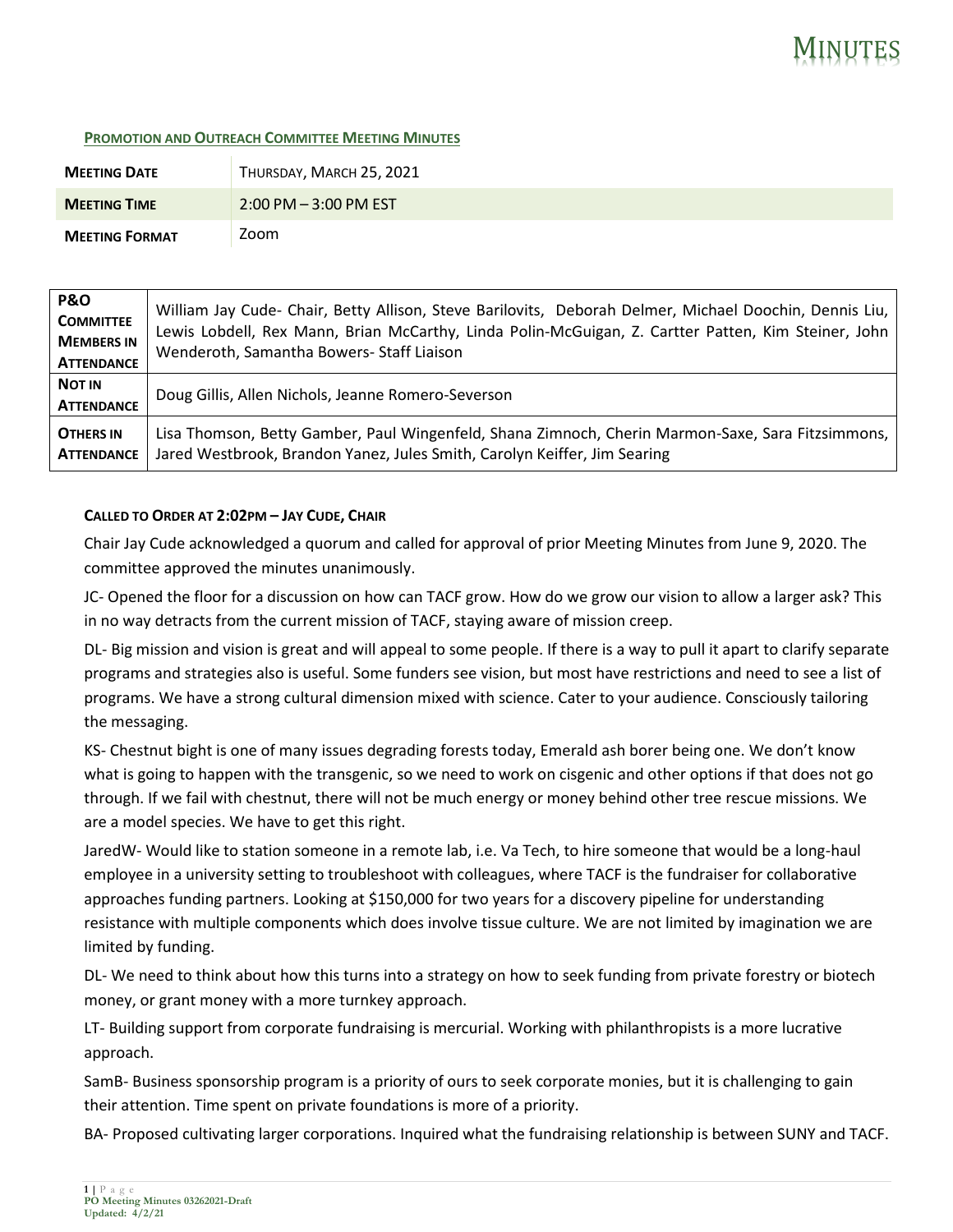# MINUTES

**PROMOTION AND OUTREACH COMMITTEE MEETING MINUTES**

| | |
|---|---|
| **MEETING DATE** | THURSDAY, MARCH 25, 2021 |
| **MEETING TIME** | 2:00 PM – 3:00 PM EST |
| **MEETING FORMAT** | Zoom |

| | |
|---|---|
| **P&O COMMITTEE MEMBERS IN ATTENDANCE** | William Jay Cude- Chair, Betty Allison, Steve Barilovits, Deborah Delmer, Michael Doochin, Dennis Liu, Lewis Lobdell, Rex Mann, Brian McCarthy, Linda Polin-McGuigan, Z. Cartter Patten, Kim Steiner, John Wenderoth, Samantha Bowers- Staff Liaison |
| **NOT IN ATTENDANCE** | Doug Gillis, Allen Nichols, Jeanne Romero-Severson |
| **OTHERS IN ATTENDANCE** | Lisa Thomson, Betty Gamber, Paul Wingenfeld, Shana Zimnoch, Cherin Marmon-Saxe, Sara Fitzsimmons, Jared Westbrook, Brandon Yanez, Jules Smith, Carolyn Keiffer, Jim Searing |

**CALLED TO ORDER AT 2:02PM – JAY CUDE, CHAIR**

Chair Jay Cude acknowledged a quorum and called for approval of prior Meeting Minutes from June 9, 2020. The committee approved the minutes unanimously.

JC- Opened the floor for a discussion on how can TACF grow. How do we grow our vision to allow a larger ask? This in no way detracts from the current mission of TACF, staying aware of mission creep.

DL- Big mission and vision is great and will appeal to some people. If there is a way to pull it apart to clarify separate programs and strategies also is useful. Some funders see vision, but most have restrictions and need to see a list of programs. We have a strong cultural dimension mixed with science. Cater to your audience. Consciously tailoring the messaging.

KS- Chestnut bight is one of many issues degrading forests today, Emerald ash borer being one. We don't know what is going to happen with the transgenic, so we need to work on cisgenic and other options if that does not go through. If we fail with chestnut, there will not be much energy or money behind other tree rescue missions. We are a model species. We have to get this right.

JaredW- Would like to station someone in a remote lab, i.e. Va Tech, to hire someone that would be a long-haul employee in a university setting to troubleshoot with colleagues, where TACF is the fundraiser for collaborative approaches funding partners. Looking at $150,000 for two years for a discovery pipeline for understanding resistance with multiple components which does involve tissue culture. We are not limited by imagination we are limited by funding.

DL- We need to think about how this turns into a strategy on how to seek funding from private forestry or biotech money, or grant money with a more turnkey approach.

LT- Building support from corporate fundraising is mercurial. Working with philanthropists is a more lucrative approach.

SamB- Business sponsorship program is a priority of ours to seek corporate monies, but it is challenging to gain their attention. Time spent on private foundations is more of a priority.

BA- Proposed cultivating larger corporations. Inquired what the fundraising relationship is between SUNY and TACF.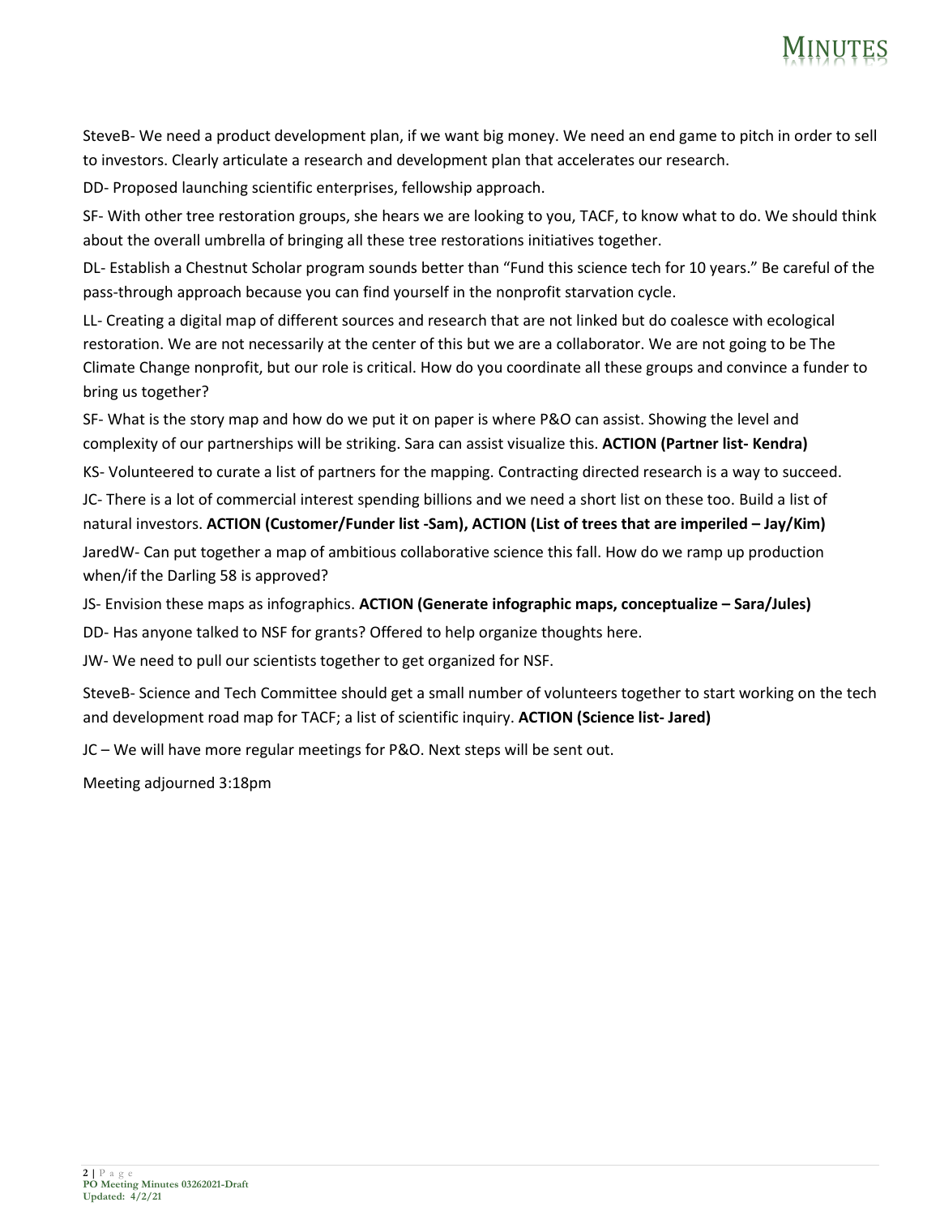SteveB- We need a product development plan, if we want big money. We need an end game to pitch in order to sell to investors. Clearly articulate a research and development plan that accelerates our research.

DD- Proposed launching scientific enterprises, fellowship approach.

SF- With other tree restoration groups, she hears we are looking to you, TACF, to know what to do. We should think about the overall umbrella of bringing all these tree restorations initiatives together.

DL- Establish a Chestnut Scholar program sounds better than "Fund this science tech for 10 years." Be careful of the pass-through approach because you can find yourself in the nonprofit starvation cycle.

LL- Creating a digital map of different sources and research that are not linked but do coalesce with ecological restoration. We are not necessarily at the center of this but we are a collaborator. We are not going to be The Climate Change nonprofit, but our role is critical. How do you coordinate all these groups and convince a funder to bring us together?

SF- What is the story map and how do we put it on paper is where P&O can assist. Showing the level and complexity of our partnerships will be striking. Sara can assist visualize this. **ACTION (Partner list- Kendra)**

KS- Volunteered to curate a list of partners for the mapping. Contracting directed research is a way to succeed.

JC- There is a lot of commercial interest spending billions and we need a short list on these too. Build a list of natural investors. **ACTION (Customer/Funder list -Sam), ACTION (List of trees that are imperiled – Jay/Kim)**

JaredW- Can put together a map of ambitious collaborative science this fall. How do we ramp up production when/if the Darling 58 is approved?

JS- Envision these maps as infographics. **ACTION (Generate infographic maps, conceptualize – Sara/Jules)**

DD- Has anyone talked to NSF for grants? Offered to help organize thoughts here.

JW- We need to pull our scientists together to get organized for NSF.

SteveB- Science and Tech Committee should get a small number of volunteers together to start working on the tech and development road map for TACF; a list of scientific inquiry. **ACTION (Science list- Jared)**

JC – We will have more regular meetings for P&O. Next steps will be sent out.

Meeting adjourned 3:18pm